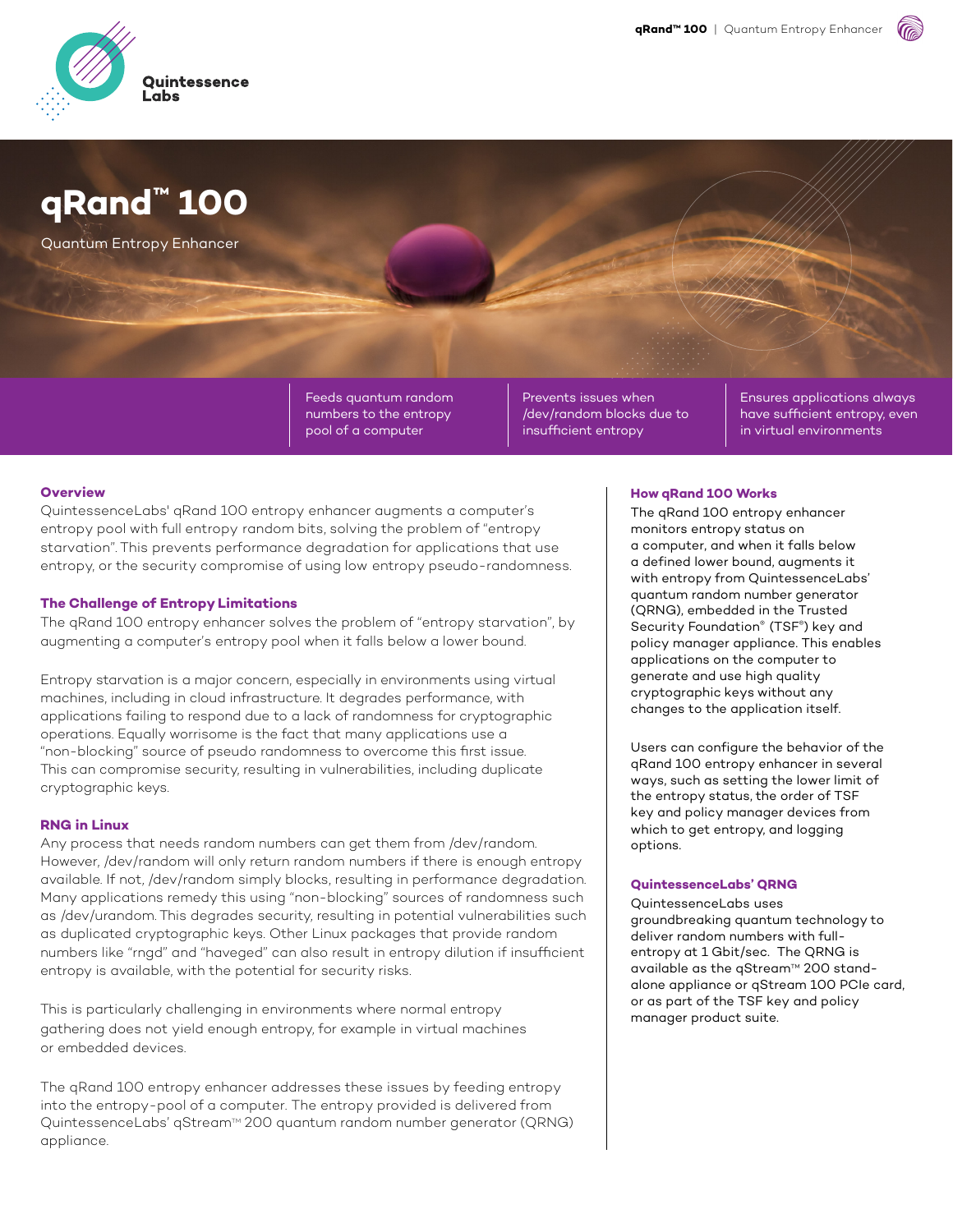Quintessence Labs

# qRand™ 100

Quantum Entropy Enhancer

- Feeds quantum random numbers to the entropy pool of a computer
- Prevents issues when /dev/random blocks due to insufficient entropy
- Ensures applications always have sufficient entropy, even in virtual environments

## Overview

QuintessenceLabs' qRand 100 entropy enhancer augments a computer's entropy pool with full entropy random bits, solving the problem of "entropy starvation". This prevents performance degradation for applications that use entropy, or the security compromise of using low entropy pseudo-randomness.

## The Challenge of Entropy Limitations

The qRand 100 entropy enhancer solves the problem of "entropy starvation", by augmenting a computer's entropy pool when it falls below a lower bound.

Entropy starvation is a major concern, especially in environments using virtual machines, including in cloud infrastructure. It degrades performance, with applications failing to respond due to a lack of randomness for cryptographic operations. Equally worrisome is the fact that many applications use a "non-blocking" source of pseudo randomness to overcome this first issue. This can compromise security, resulting in vulnerabilities, including duplicate cryptographic keys.

## RNG in Linux

Any process that needs random numbers can get them from /dev/random. However, /dev/random will only return random numbers if there is enough entropy available. If not, /dev/random simply blocks, resulting in performance degradation. Many applications remedy this using "non-blocking" sources of randomness such as /dev/urandom. This degrades security, resulting in potential vulnerabilities such as duplicated cryptographic keys. Other Linux packages that provide random numbers like "rngd" and "haveged" can also result in entropy dilution if insufficient entropy is available, with the potential for security risks.

This is particularly challenging in environments where normal entropy gathering does not yield enough entropy, for example in virtual machines or embedded devices.

The qRand 100 entropy enhancer addresses these issues by feeding entropy into the entropy-pool of a computer. The entropy provided is delivered from QuintessenceLabs' qStream™ 200 quantum random number generator (QRNG) appliance.

## How qRand 100 Works

The qRand 100 entropy enhancer monitors entropy status on a computer, and when it falls below a defined lower bound, augments it with entropy from QuintessenceLabs' quantum random number generator (QRNG), embedded in the Trusted Security Foundation® (TSF®) key and policy manager appliance. This enables applications on the computer to generate and use high quality cryptographic keys without any changes to the application itself.

Users can configure the behavior of the qRand 100 entropy enhancer in several ways, such as setting the lower limit of the entropy status, the order of TSF key and policy manager devices from which to get entropy, and logging options.

## QuintessenceLabs' QRNG

QuintessenceLabs uses groundbreaking quantum technology to deliver random numbers with full-entropy at 1 Gbit/sec. The QRNG is available as the qStream™ 200 stand-alone appliance or qStream 100 PCIe card, or as part of the TSF key and policy manager product suite.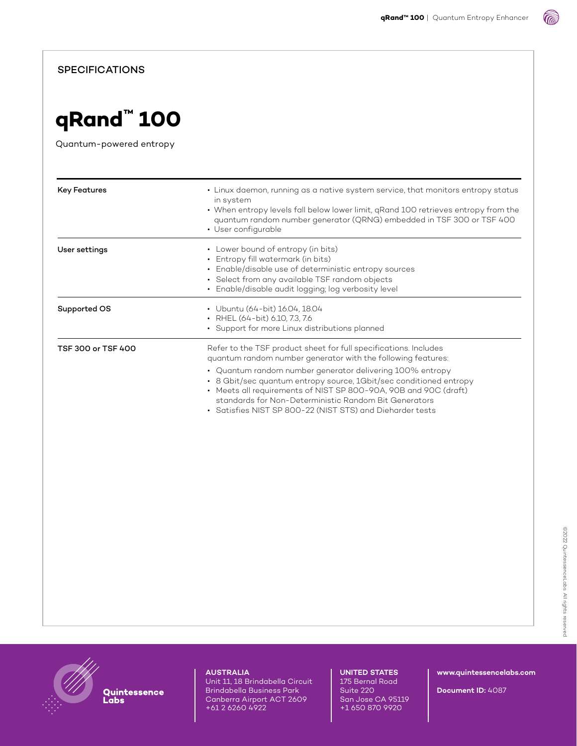SPECIFICATIONS

# qRand™ 100

Quantum-powered entropy

| | |
|---|---|
| **Key Features** | • Linux daemon, running as a native system service, that monitors entropy status in system<br>• When entropy levels fall below lower limit, qRand 100 retrieves entropy from the quantum random number generator (QRNG) embedded in TSF 300 or TSF 400<br>• User configurable |
| **User settings** | • Lower bound of entropy (in bits)<br>• Entropy fill watermark (in bits)<br>• Enable/disable use of deterministic entropy sources<br>• Select from any available TSF random objects<br>• Enable/disable audit logging; log verbosity level |
| **Supported OS** | • Ubuntu (64-bit) 16.04, 18.04<br>• RHEL (64-bit) 6.10, 7.3, 7.6<br>• Support for more Linux distributions planned |
| **TSF 300 or TSF 400** | Refer to the TSF product sheet for full specifications. Includes quantum random number generator with the following features:<br>• Quantum random number generator delivering 100% entropy<br>• 8 Gbit/sec quantum entropy source, 1Gbit/sec conditioned entropy<br>• Meets all requirements of NIST SP 800-90A, 90B and 90C (draft) standards for Non-Deterministic Random Bit Generators<br>• Satisfies NIST SP 800-22 (NIST STS) and Diehardder tests |

©2022 QuintessenceLabs All rights reserved

Quintessence Labs

**AUSTRALIA**
Unit 11, 18 Brindabella Circuit
Brindabella Business Park
Canberra Airport ACT 2609
+61 2 6260 4922

**UNITED STATES**
175 Bernal Road
Suite 220
San Jose CA 95119
+1 650 870 9920

**www.quintessencelabs.com**

**Document ID:** 4087